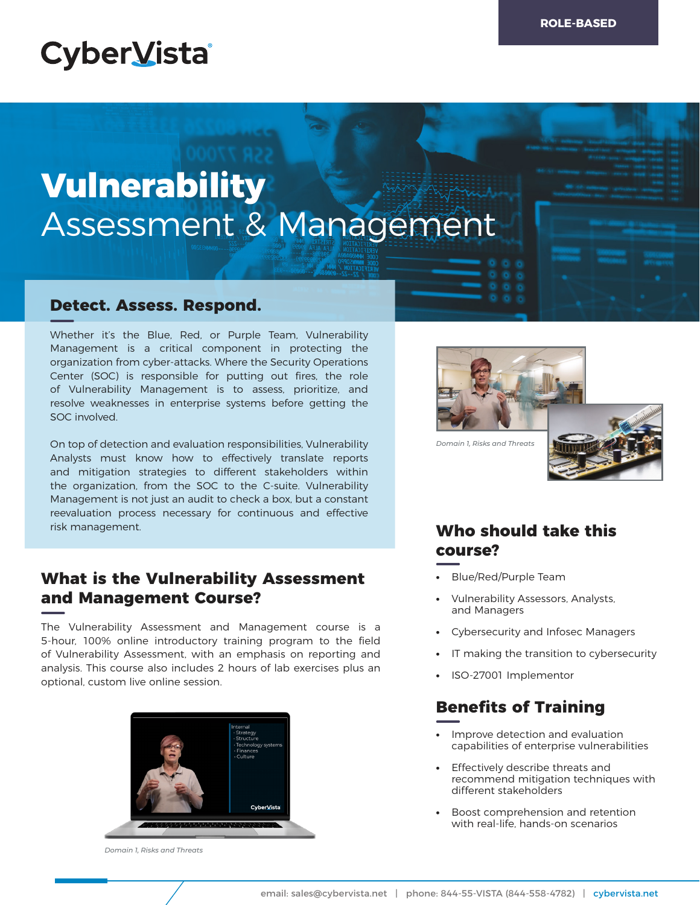ROLE-BASED

CyberVista

# **Vulnerability** Assessment & Management

## Detect. Assess. Respond.

Whether it's the Blue, Red, or Purple Team, Vulnerability Management is a critical component in protecting the organization from cyber-attacks. Where the Security Operations Center (SOC) is responsible for putting out fires, the role of Vulnerability Management is to assess, prioritize, and resolve weaknesses in enterprise systems before getting the SOC involved.

On top of detection and evaluation responsibilities, Vulnerability Analysts must know how to effectively translate reports and mitigation strategies to different stakeholders within the organization, from the SOC to the C-suite. Vulnerability Management is not just an audit to check a box, but a constant reevaluation process necessary for continuous and effective risk management.

*Domain 1, Risks and Threats*

## What is the Vulnerability Assessment and Management Course?

The Vulnerability Assessment and Management course is a 5-hour, 100% online introductory training program to the field of Vulnerability Assessment, with an emphasis on reporting and analysis. This course also includes 2 hours of lab exercises plus an optional, custom live online session.

*Domain 1, Risks and Threats*

## Who should take this course?

- Blue/Red/Purple Team
- Vulnerability Assessors, Analysts, and Managers
- Cybersecurity and Infosec Managers
- IT making the transition to cybersecurity
- ISO-27001 Implementor

## Benefits of Training

- Improve detection and evaluation capabilities of enterprise vulnerabilities
- Effectively describe threats and recommend mitigation techniques with different stakeholders
- Boost comprehension and retention with real-life, hands-on scenarios

email: sales@cybervista.net | phone: 844-55-VISTA (844-558-4782) | cybervista.net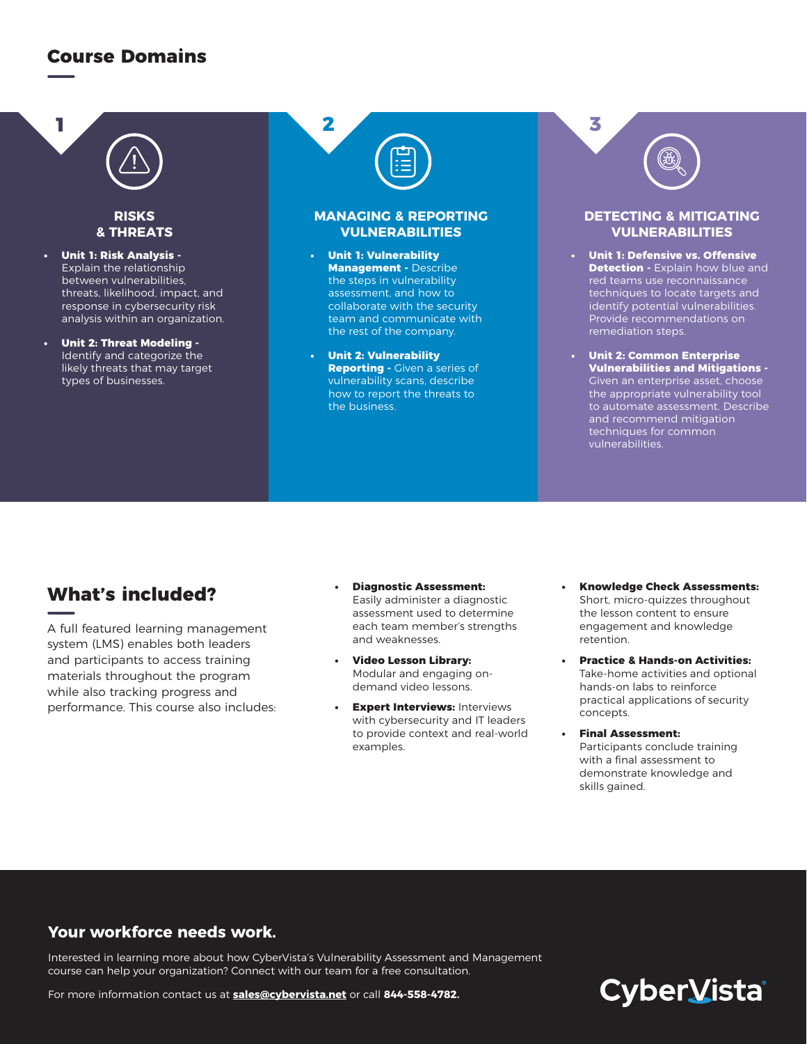## Course Domains

### 1 RISKS & THREATS

- **Unit 1: Risk Analysis -** Explain the relationship between vulnerabilities, threats, likelihood, impact, and response in cybersecurity risk analysis within an organization.
- **Unit 2: Threat Modeling -** Identify and categorize the likely threats that may target types of businesses.

### 2 MANAGING & REPORTING VULNERABILITIES

- **Unit 1: Vulnerability Management -** Describe the steps in vulnerability assessment, and how to collaborate with the security team and communicate with the rest of the company.
- **Unit 2: Vulnerability Reporting -** Given a series of vulnerability scans, describe how to report the threats to the business.

### 3 DETECTING & MITIGATING VULNERABILITIES

- **Unit 1: Defensive vs. Offensive Detection -** Explain how blue and red teams use reconnaissance techniques to locate targets and identify potential vulnerabilities. Provide recommendations on remediation steps.
- **Unit 2: Common Enterprise Vulnerabilities and Mitigations -** Given an enterprise asset, choose the appropriate vulnerability tool to automate assessment. Describe and recommend mitigation techniques for common vulnerabilities.

## What's included?

A full featured learning management system (LMS) enables both leaders and participants to access training materials throughout the program while also tracking progress and performance. This course also includes:

- **Diagnostic Assessment:** Easily administer a diagnostic assessment used to determine each team member's strengths and weaknesses.
- **Video Lesson Library:** Modular and engaging on-demand video lessons.
- **Expert Interviews:** Interviews with cybersecurity and IT leaders to provide context and real-world examples.
- **Knowledge Check Assessments:** Short, micro-quizzes throughout the lesson content to ensure engagement and knowledge retention.
- **Practice & Hands-on Activities:** Take-home activities and optional hands-on labs to reinforce practical applications of security concepts.
- **Final Assessment:** Participants conclude training with a final assessment to demonstrate knowledge and skills gained.

## Your workforce needs work.

Interested in learning more about how CyberVista's Vulnerability Assessment and Management course can help your organization? Connect with our team for a free consultation.

For more information contact us at **sales@cybervista.net** or call **844-558-4782.**

CyberVista